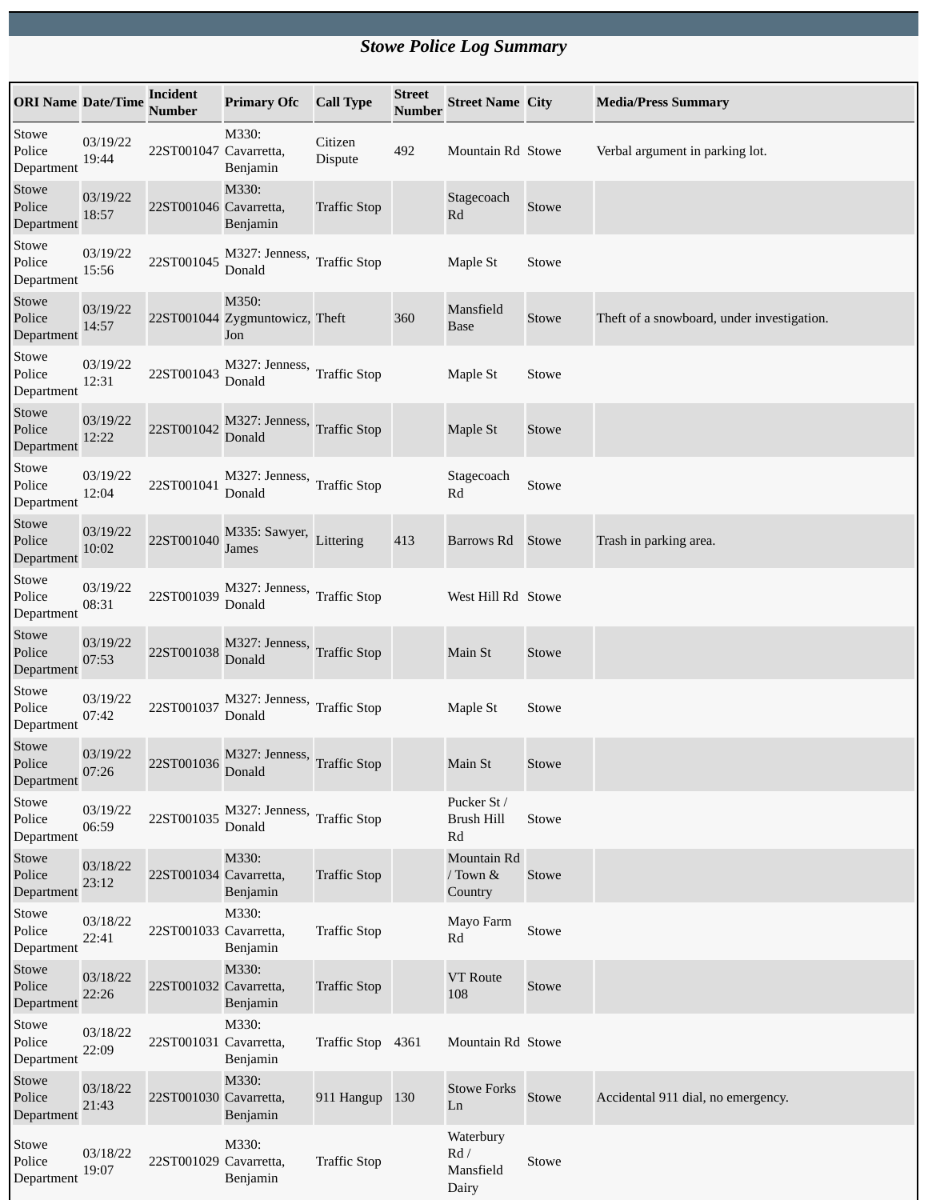# *Stowe Police Log Summary*

| ORI Name | Date/Time | Incident Number | Primary Ofc | Call Type | Street Number | Street Name | City | Media/Press Summary |
|---|---|---|---|---|---|---|---|---|
| Stowe Police Department | 03/19/22 19:44 | 22ST001047 | M330: Cavarretta, Benjamin | Citizen Dispute | 492 | Mountain Rd | Stowe | Verbal argument in parking lot. |
| Stowe Police Department | 03/19/22 18:57 | 22ST001046 | M330: Cavarretta, Benjamin | Traffic Stop | | Stagecoach Rd | Stowe | |
| Stowe Police Department | 03/19/22 15:56 | 22ST001045 | M327: Jenness, Donald | Traffic Stop | | Maple St | Stowe | |
| Stowe Police Department | 03/19/22 14:57 | 22ST001044 | M350: Zygmuntowicz, Jon | Theft | 360 | Mansfield Base | Stowe | Theft of a snowboard, under investigation. |
| Stowe Police Department | 03/19/22 12:31 | 22ST001043 | M327: Jenness, Donald | Traffic Stop | | Maple St | Stowe | |
| Stowe Police Department | 03/19/22 12:22 | 22ST001042 | M327: Jenness, Donald | Traffic Stop | | Maple St | Stowe | |
| Stowe Police Department | 03/19/22 12:04 | 22ST001041 | M327: Jenness, Donald | Traffic Stop | | Stagecoach Rd | Stowe | |
| Stowe Police Department | 03/19/22 10:02 | 22ST001040 | M335: Sawyer, James | Littering | 413 | Barrows Rd | Stowe | Trash in parking area. |
| Stowe Police Department | 03/19/22 08:31 | 22ST001039 | M327: Jenness, Donald | Traffic Stop | | West Hill Rd | Stowe | |
| Stowe Police Department | 03/19/22 07:53 | 22ST001038 | M327: Jenness, Donald | Traffic Stop | | Main St | Stowe | |
| Stowe Police Department | 03/19/22 07:42 | 22ST001037 | M327: Jenness, Donald | Traffic Stop | | Maple St | Stowe | |
| Stowe Police Department | 03/19/22 07:26 | 22ST001036 | M327: Jenness, Donald | Traffic Stop | | Main St | Stowe | |
| Stowe Police Department | 03/19/22 06:59 | 22ST001035 | M327: Jenness, Donald | Traffic Stop | | Pucker St / Brush Hill Rd | Stowe | |
| Stowe Police Department | 03/18/22 23:12 | 22ST001034 | M330: Cavarretta, Benjamin | Traffic Stop | | Mountain Rd / Town & Country | Stowe | |
| Stowe Police Department | 03/18/22 22:41 | 22ST001033 | M330: Cavarretta, Benjamin | Traffic Stop | | Mayo Farm Rd | Stowe | |
| Stowe Police Department | 03/18/22 22:26 | 22ST001032 | M330: Cavarretta, Benjamin | Traffic Stop | | VT Route 108 | Stowe | |
| Stowe Police Department | 03/18/22 22:09 | 22ST001031 | M330: Cavarretta, Benjamin | Traffic Stop | 4361 | Mountain Rd | Stowe | |
| Stowe Police Department | 03/18/22 21:43 | 22ST001030 | M330: Cavarretta, Benjamin | 911 Hangup | 130 | Stowe Forks Ln | Stowe | Accidental 911 dial, no emergency. |
| Stowe Police Department | 03/18/22 19:07 | 22ST001029 | M330: Cavarretta, Benjamin | Traffic Stop | | Waterbury Rd / Mansfield Dairy | Stowe | |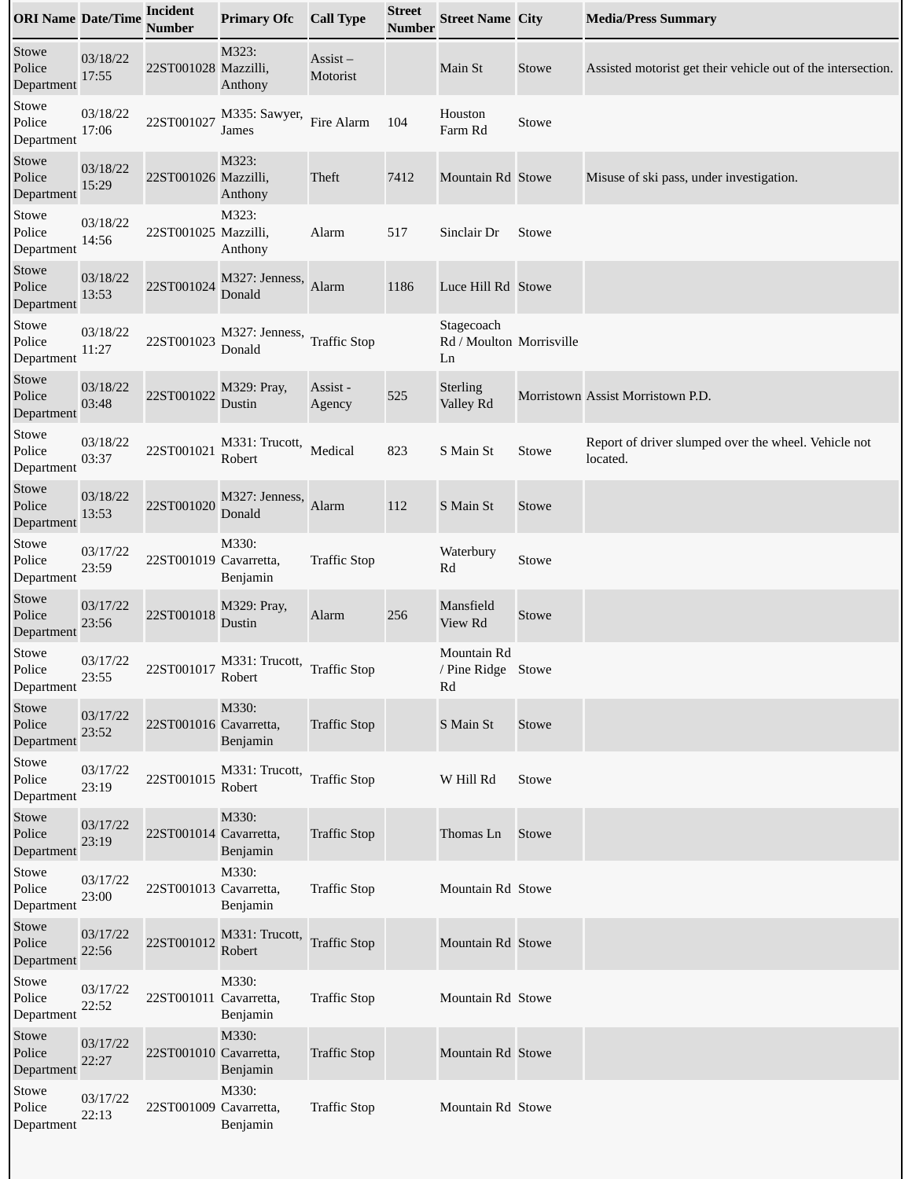| ORI Name | Date/Time | Incident Number | Primary Ofc | Call Type | Street Number | Street Name | City | Media/Press Summary |
|---|---|---|---|---|---|---|---|---|
| Stowe Police Department | 03/18/22 17:55 | 22ST001028 | M323: Mazzilli, Anthony | Assist – Motorist | | Main St | Stowe | Assisted motorist get their vehicle out of the intersection. |
| Stowe Police Department | 03/18/22 17:06 | 22ST001027 | M335: Sawyer, James | Fire Alarm | 104 | Houston Farm Rd | Stowe | |
| Stowe Police Department | 03/18/22 15:29 | 22ST001026 | M323: Mazzilli, Anthony | Theft | 7412 | Mountain Rd | Stowe | Misuse of ski pass, under investigation. |
| Stowe Police Department | 03/18/22 14:56 | 22ST001025 | M323: Mazzilli, Anthony | Alarm | 517 | Sinclair Dr | Stowe | |
| Stowe Police Department | 03/18/22 13:53 | 22ST001024 | M327: Jenness, Donald | Alarm | 1186 | Luce Hill Rd | Stowe | |
| Stowe Police Department | 03/18/22 11:27 | 22ST001023 | M327: Jenness, Donald | Traffic Stop | | Stagecoach Rd / Moulton Ln | Morrisville | |
| Stowe Police Department | 03/18/22 03:48 | 22ST001022 | M329: Pray, Dustin | Assist - Agency | 525 | Sterling Valley Rd | Morristown | Assist Morristown P.D. |
| Stowe Police Department | 03/18/22 03:37 | 22ST001021 | M331: Trucott, Robert | Medical | 823 | S Main St | Stowe | Report of driver slumped over the wheel. Vehicle not located. |
| Stowe Police Department | 03/18/22 13:53 | 22ST001020 | M327: Jenness, Donald | Alarm | 112 | S Main St | Stowe | |
| Stowe Police Department | 03/17/22 23:59 | 22ST001019 | M330: Cavarretta, Benjamin | Traffic Stop | | Waterbury Rd | Stowe | |
| Stowe Police Department | 03/17/22 23:56 | 22ST001018 | M329: Pray, Dustin | Alarm | 256 | Mansfield View Rd | Stowe | |
| Stowe Police Department | 03/17/22 23:55 | 22ST001017 | M331: Trucott, Robert | Traffic Stop | | Mountain Rd / Pine Ridge Rd | Stowe | |
| Stowe Police Department | 03/17/22 23:52 | 22ST001016 | M330: Cavarretta, Benjamin | Traffic Stop | | S Main St | Stowe | |
| Stowe Police Department | 03/17/22 23:19 | 22ST001015 | M331: Trucott, Robert | Traffic Stop | | W Hill Rd | Stowe | |
| Stowe Police Department | 03/17/22 23:19 | 22ST001014 | M330: Cavarretta, Benjamin | Traffic Stop | | Thomas Ln | Stowe | |
| Stowe Police Department | 03/17/22 23:00 | 22ST001013 | M330: Cavarretta, Benjamin | Traffic Stop | | Mountain Rd | Stowe | |
| Stowe Police Department | 03/17/22 22:56 | 22ST001012 | M331: Trucott, Robert | Traffic Stop | | Mountain Rd | Stowe | |
| Stowe Police Department | 03/17/22 22:52 | 22ST001011 | M330: Cavarretta, Benjamin | Traffic Stop | | Mountain Rd | Stowe | |
| Stowe Police Department | 03/17/22 22:27 | 22ST001010 | M330: Cavarretta, Benjamin | Traffic Stop | | Mountain Rd | Stowe | |
| Stowe Police Department | 03/17/22 22:13 | 22ST001009 | M330: Cavarretta, Benjamin | Traffic Stop | | Mountain Rd | Stowe | |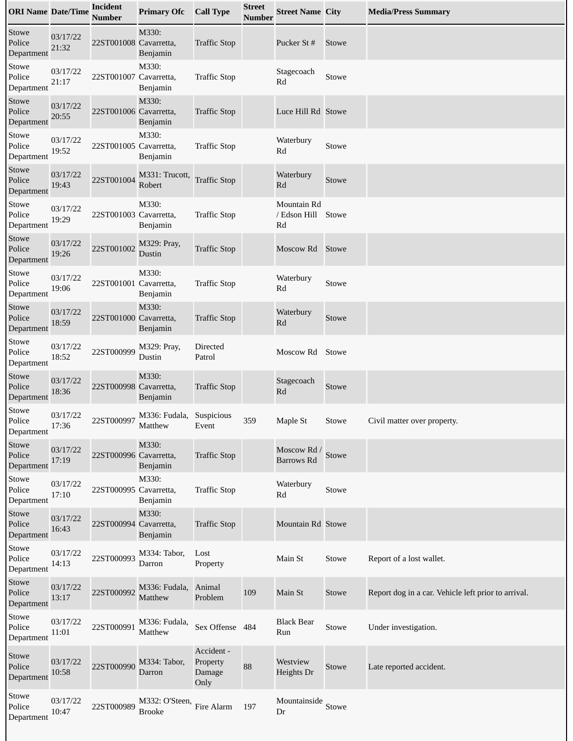| ORI Name | Date/Time | Incident Number | Primary Ofc | Call Type | Street Number | Street Name | City | Media/Press Summary |
|---|---|---|---|---|---|---|---|---|
| Stowe Police Department | 03/17/22 21:32 | 22ST001008 | M330: Cavarretta, Benjamin | Traffic Stop | | Pucker St # | Stowe | |
| Stowe Police Department | 03/17/22 21:17 | 22ST001007 | M330: Cavarretta, Benjamin | Traffic Stop | | Stagecoach Rd | Stowe | |
| Stowe Police Department | 03/17/22 20:55 | 22ST001006 | M330: Cavarretta, Benjamin | Traffic Stop | | Luce Hill Rd | Stowe | |
| Stowe Police Department | 03/17/22 19:52 | 22ST001005 | M330: Cavarretta, Benjamin | Traffic Stop | | Waterbury Rd | Stowe | |
| Stowe Police Department | 03/17/22 19:43 | 22ST001004 | M331: Trucott, Robert | Traffic Stop | | Waterbury Rd | Stowe | |
| Stowe Police Department | 03/17/22 19:29 | 22ST001003 | M330: Cavarretta, Benjamin | Traffic Stop | | Mountain Rd / Edson Hill Rd | Stowe | |
| Stowe Police Department | 03/17/22 19:26 | 22ST001002 | M329: Pray, Dustin | Traffic Stop | | Moscow Rd | Stowe | |
| Stowe Police Department | 03/17/22 19:06 | 22ST001001 | M330: Cavarretta, Benjamin | Traffic Stop | | Waterbury Rd | Stowe | |
| Stowe Police Department | 03/17/22 18:59 | 22ST001000 | M330: Cavarretta, Benjamin | Traffic Stop | | Waterbury Rd | Stowe | |
| Stowe Police Department | 03/17/22 18:52 | 22ST000999 | M329: Pray, Dustin | Directed Patrol | | Moscow Rd | Stowe | |
| Stowe Police Department | 03/17/22 18:36 | 22ST000998 | M330: Cavarretta, Benjamin | Traffic Stop | | Stagecoach Rd | Stowe | |
| Stowe Police Department | 03/17/22 17:36 | 22ST000997 | M336: Fudala, Matthew | Suspicious Event | 359 | Maple St | Stowe | Civil matter over property. |
| Stowe Police Department | 03/17/22 17:19 | 22ST000996 | M330: Cavarretta, Benjamin | Traffic Stop | | Moscow Rd / Barrows Rd | Stowe | |
| Stowe Police Department | 03/17/22 17:10 | 22ST000995 | M330: Cavarretta, Benjamin | Traffic Stop | | Waterbury Rd | Stowe | |
| Stowe Police Department | 03/17/22 16:43 | 22ST000994 | M330: Cavarretta, Benjamin | Traffic Stop | | Mountain Rd | Stowe | |
| Stowe Police Department | 03/17/22 14:13 | 22ST000993 | M334: Tabor, Darron | Lost Property | | Main St | Stowe | Report of a lost wallet. |
| Stowe Police Department | 03/17/22 13:17 | 22ST000992 | M336: Fudala, Matthew | Animal Problem | 109 | Main St | Stowe | Report dog in a car. Vehicle left prior to arrival. |
| Stowe Police Department | 03/17/22 11:01 | 22ST000991 | M336: Fudala, Matthew | Sex Offense | 484 | Black Bear Run | Stowe | Under investigation. |
| Stowe Police Department | 03/17/22 10:58 | 22ST000990 | M334: Tabor, Darron | Accident - Property Damage Only | 88 | Westview Heights Dr | Stowe | Late reported accident. |
| Stowe Police Department | 03/17/22 10:47 | 22ST000989 | M332: O'Steen, Brooke | Fire Alarm | 197 | Mountainside Dr | Stowe | |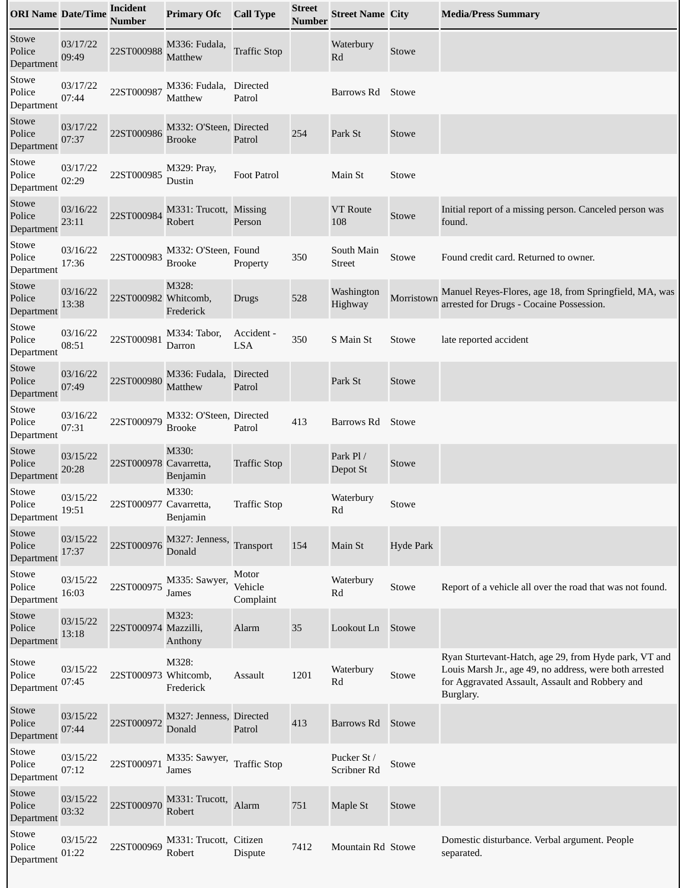| ORI Name | Date/Time | Incident Number | Primary Ofc | Call Type | Street Number | Street Name | City | Media/Press Summary |
|---|---|---|---|---|---|---|---|---|
| Stowe Police Department | 03/17/22 09:49 | 22ST000988 | M336: Fudala, Matthew | Traffic Stop | | Waterbury Rd | Stowe | |
| Stowe Police Department | 03/17/22 07:44 | 22ST000987 | M336: Fudala, Matthew | Directed Patrol | | Barrows Rd | Stowe | |
| Stowe Police Department | 03/17/22 07:37 | 22ST000986 | M332: O'Steen, Brooke | Directed Patrol | 254 | Park St | Stowe | |
| Stowe Police Department | 03/17/22 02:29 | 22ST000985 | M329: Pray, Dustin | Foot Patrol | | Main St | Stowe | |
| Stowe Police Department | 03/16/22 23:11 | 22ST000984 | M331: Trucott, Robert | Missing Person | | VT Route 108 | Stowe | Initial report of a missing person. Canceled person was found. |
| Stowe Police Department | 03/16/22 17:36 | 22ST000983 | M332: O'Steen, Brooke | Found Property | 350 | South Main Street | Stowe | Found credit card. Returned to owner. |
| Stowe Police Department | 03/16/22 13:38 | 22ST000982 | M328: Whitcomb, Frederick | Drugs | 528 | Washington Highway | Morristown | Manuel Reyes-Flores, age 18, from Springfield, MA, was arrested for Drugs - Cocaine Possession. |
| Stowe Police Department | 03/16/22 08:51 | 22ST000981 | M334: Tabor, Darron | Accident - LSA | 350 | S Main St | Stowe | late reported accident |
| Stowe Police Department | 03/16/22 07:49 | 22ST000980 | M336: Fudala, Matthew | Directed Patrol | | Park St | Stowe | |
| Stowe Police Department | 03/16/22 07:31 | 22ST000979 | M332: O'Steen, Brooke | Directed Patrol | 413 | Barrows Rd | Stowe | |
| Stowe Police Department | 03/15/22 20:28 | 22ST000978 | M330: Cavarretta, Benjamin | Traffic Stop | | Park Pl / Depot St | Stowe | |
| Stowe Police Department | 03/15/22 19:51 | 22ST000977 | M330: Cavarretta, Benjamin | Traffic Stop | | Waterbury Rd | Stowe | |
| Stowe Police Department | 03/15/22 17:37 | 22ST000976 | M327: Jenness, Donald | Transport | 154 | Main St | Hyde Park | |
| Stowe Police Department | 03/15/22 16:03 | 22ST000975 | M335: Sawyer, James | Motor Vehicle Complaint | | Waterbury Rd | Stowe | Report of a vehicle all over the road that was not found. |
| Stowe Police Department | 03/15/22 13:18 | 22ST000974 | M323: Mazzilli, Anthony | Alarm | 35 | Lookout Ln | Stowe | |
| Stowe Police Department | 03/15/22 07:45 | 22ST000973 | M328: Whitcomb, Frederick | Assault | 1201 | Waterbury Rd | Stowe | Ryan Sturtevant-Hatch, age 29, from Hyde park, VT and Louis Marsh Jr., age 49, no address, were both arrested for Aggravated Assault, Assault and Robbery and Burglary. |
| Stowe Police Department | 03/15/22 07:44 | 22ST000972 | M327: Jenness, Donald | Directed Patrol | 413 | Barrows Rd | Stowe | |
| Stowe Police Department | 03/15/22 07:12 | 22ST000971 | M335: Sawyer, James | Traffic Stop | | Pucker St / Scribner Rd | Stowe | |
| Stowe Police Department | 03/15/22 03:32 | 22ST000970 | M331: Trucott, Robert | Alarm | 751 | Maple St | Stowe | |
| Stowe Police Department | 03/15/22 01:22 | 22ST000969 | M331: Trucott, Robert | Citizen Dispute | 7412 | Mountain Rd | Stowe | Domestic disturbance. Verbal argument. People separated. |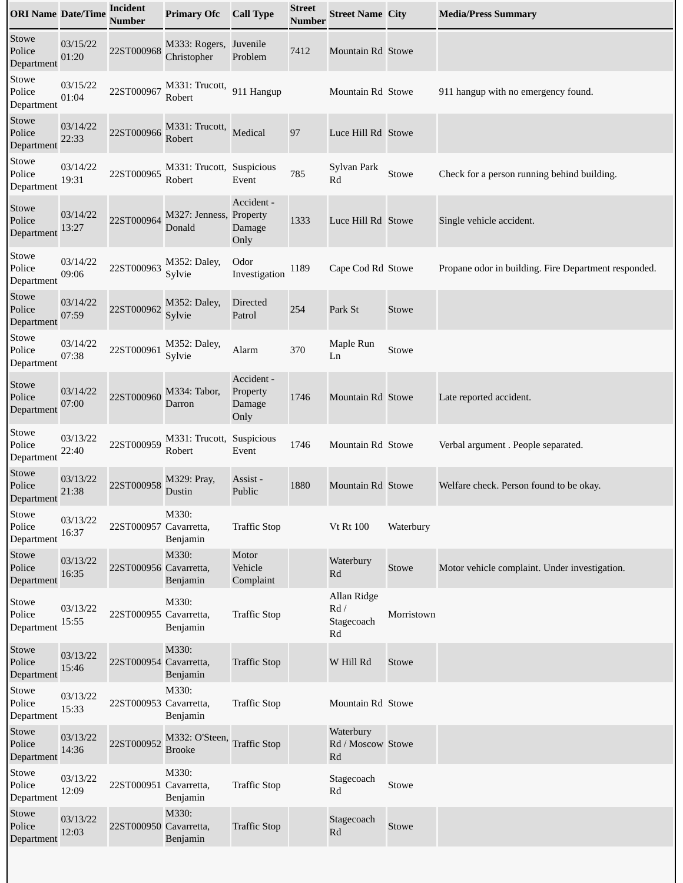| ORI Name | Date/Time | Incident Number | Primary Ofc | Call Type | Street Number | Street Name | City | Media/Press Summary |
|---|---|---|---|---|---|---|---|---|
| Stowe Police Department | 03/15/22 01:20 | 22ST000968 | M333: Rogers, Christopher | Juvenile Problem | 7412 | Mountain Rd | Stowe | |
| Stowe Police Department | 03/15/22 01:04 | 22ST000967 | M331: Trucott, Robert | 911 Hangup | | Mountain Rd | Stowe | 911 hangup with no emergency found. |
| Stowe Police Department | 03/14/22 22:33 | 22ST000966 | M331: Trucott, Robert | Medical | 97 | Luce Hill Rd | Stowe | |
| Stowe Police Department | 03/14/22 19:31 | 22ST000965 | M331: Trucott, Robert | Suspicious Event | 785 | Sylvan Park Rd | Stowe | Check for a person running behind building. |
| Stowe Police Department | 03/14/22 13:27 | 22ST000964 | M327: Jenness, Donald | Accident - Property Damage Only | 1333 | Luce Hill Rd | Stowe | Single vehicle accident. |
| Stowe Police Department | 03/14/22 09:06 | 22ST000963 | M352: Daley, Sylvie | Odor Investigation | 1189 | Cape Cod Rd | Stowe | Propane odor in building. Fire Department responded. |
| Stowe Police Department | 03/14/22 07:59 | 22ST000962 | M352: Daley, Sylvie | Directed Patrol | 254 | Park St | Stowe | |
| Stowe Police Department | 03/14/22 07:38 | 22ST000961 | M352: Daley, Sylvie | Alarm | 370 | Maple Run Ln | Stowe | |
| Stowe Police Department | 03/14/22 07:00 | 22ST000960 | M334: Tabor, Darron | Accident - Property Damage Only | 1746 | Mountain Rd | Stowe | Late reported accident. |
| Stowe Police Department | 03/13/22 22:40 | 22ST000959 | M331: Trucott, Robert | Suspicious Event | 1746 | Mountain Rd | Stowe | Verbal argument . People separated. |
| Stowe Police Department | 03/13/22 21:38 | 22ST000958 | M329: Pray, Dustin | Assist - Public | 1880 | Mountain Rd | Stowe | Welfare check. Person found to be okay. |
| Stowe Police Department | 03/13/22 16:37 | 22ST000957 | M330: Cavarretta, Benjamin | Traffic Stop | | Vt Rt 100 | Waterbury | |
| Stowe Police Department | 03/13/22 16:35 | 22ST000956 | M330: Cavarretta, Benjamin | Motor Vehicle Complaint | | Waterbury Rd | Stowe | Motor vehicle complaint. Under investigation. |
| Stowe Police Department | 03/13/22 15:55 | 22ST000955 | M330: Cavarretta, Benjamin | Traffic Stop | | Allan Ridge Rd / Stagecoach Rd | Morristown | |
| Stowe Police Department | 03/13/22 15:46 | 22ST000954 | M330: Cavarretta, Benjamin | Traffic Stop | | W Hill Rd | Stowe | |
| Stowe Police Department | 03/13/22 15:33 | 22ST000953 | M330: Cavarretta, Benjamin | Traffic Stop | | Mountain Rd | Stowe | |
| Stowe Police Department | 03/13/22 14:36 | 22ST000952 | M332: O'Steen, Brooke | Traffic Stop | | Waterbury Rd / Moscow Rd | Stowe | |
| Stowe Police Department | 03/13/22 12:09 | 22ST000951 | M330: Cavarretta, Benjamin | Traffic Stop | | Stagecoach Rd | Stowe | |
| Stowe Police Department | 03/13/22 12:03 | 22ST000950 | M330: Cavarretta, Benjamin | Traffic Stop | | Stagecoach Rd | Stowe | |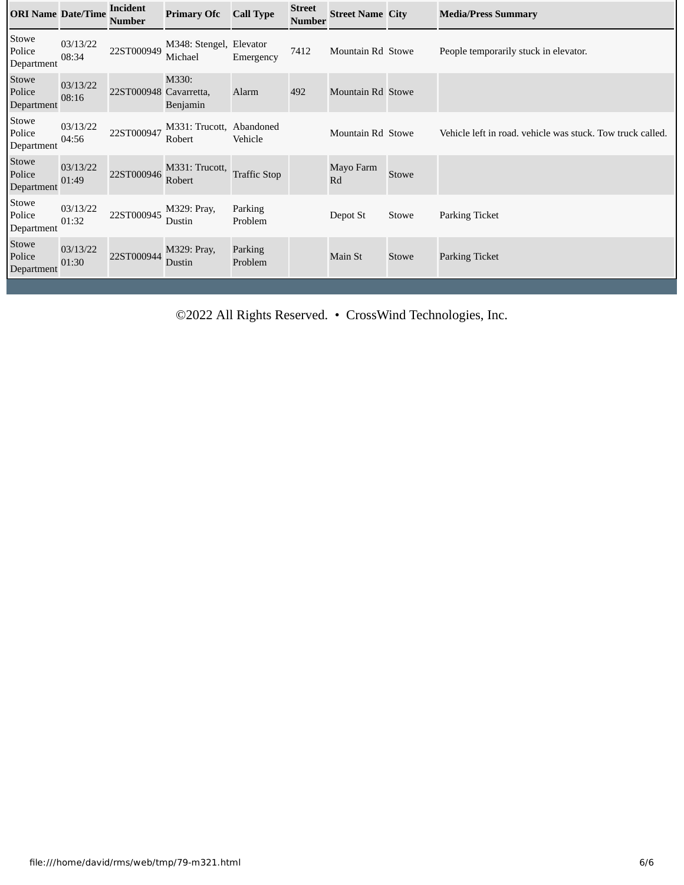| ORI Name | Date/Time | Incident Number | Primary Ofc | Call Type | Street Number | Street Name | City | Media/Press Summary |
|---|---|---|---|---|---|---|---|---|
| Stowe Police Department | 03/13/22 08:34 | 22ST000949 | M348: Stengel, Michael | Elevator Emergency | 7412 | Mountain Rd | Stowe | People temporarily stuck in elevator. |
| Stowe Police Department | 03/13/22 08:16 | 22ST000948 | M330: Cavarretta, Benjamin | Alarm | 492 | Mountain Rd | Stowe | |
| Stowe Police Department | 03/13/22 04:56 | 22ST000947 | M331: Trucott, Robert | Abandoned Vehicle | | Mountain Rd | Stowe | Vehicle left in road. vehicle was stuck. Tow truck called. |
| Stowe Police Department | 03/13/22 01:49 | 22ST000946 | M331: Trucott, Robert | Traffic Stop | | Mayo Farm Rd | Stowe | |
| Stowe Police Department | 03/13/22 01:32 | 22ST000945 | M329: Pray, Dustin | Parking Problem | | Depot St | Stowe | Parking Ticket |
| Stowe Police Department | 03/13/22 01:30 | 22ST000944 | M329: Pray, Dustin | Parking Problem | | Main St | Stowe | Parking Ticket |

©2022 All Rights Reserved. • CrossWind Technologies, Inc.